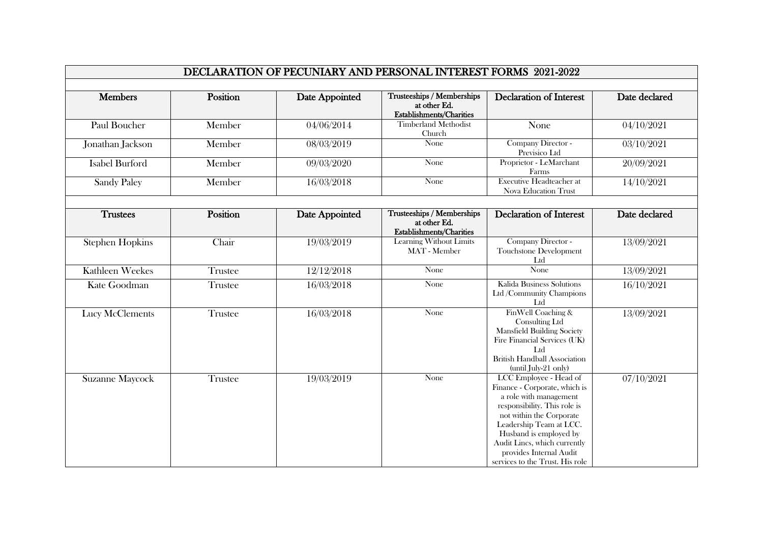# DECLARATION OF PECUNIARY AND PERSONAL INTEREST FORMS 2021-2022

| Members | Position | Date Appointed | Trusteeships / Memberships at other Ed. Establishments/Charities | Declaration of Interest | Date declared |
|---|---|---|---|---|---|
| Paul Boucher | Member | 04/06/2014 | Timberland Methodist Church | None | 04/10/2021 |
| Jonathan Jackson | Member | 08/03/2019 | None | Company Director - Previsico Ltd | 03/10/2021 |
| Isabel Burford | Member | 09/03/2020 | None | Proprietor - LeMarchant Farms | 20/09/2021 |
| Sandy Paley | Member | 16/03/2018 | None | Executive Headteacher at Nova Education Trust | 14/10/2021 |

| Trustees | Position | Date Appointed | Trusteeships / Memberships at other Ed. Establishments/Charities | Declaration of Interest | Date declared |
|---|---|---|---|---|---|
| Stephen Hopkins | Chair | 19/03/2019 | Learning Without Limits MAT - Member | Company Director - Touchstone Development Ltd | 13/09/2021 |
| Kathleen Weekes | Trustee | 12/12/2018 | None | None | 13/09/2021 |
| Kate Goodman | Trustee | 16/03/2018 | None | Kalida Business Solutions Ltd /Community Champions Ltd | 16/10/2021 |
| Lucy McClements | Trustee | 16/03/2018 | None | FinWell Coaching & Consulting Ltd<br>Mansfield Building Society<br>Fire Financial Services (UK) Ltd<br>British Handball Association (until July-21 only) | 13/09/2021 |
| Suzanne Maycock | Trustee | 19/03/2019 | None | LCC Employee - Head of Finance - Corporate, which is a role with management responsibility. This role is not within the Corporate Leadership Team at LCC. Husband is employed by Audit Lincs, which currently provides Internal Audit services to the Trust. His role | 07/10/2021 |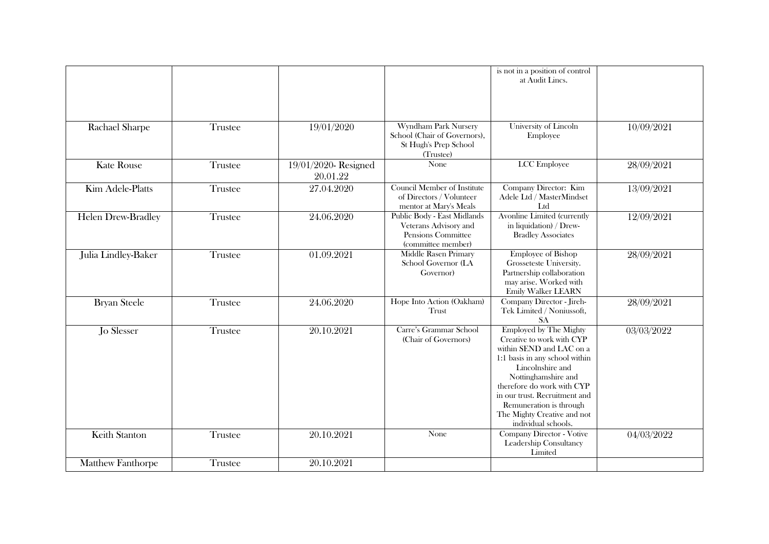| | | | | | |
|---|---|---|---|---|---|
| | | | | is not in a position of control at Audit Lincs. | |
| Rachael Sharpe | Trustee | 19/01/2020 | Wyndham Park Nursery School (Chair of Governors), St Hugh's Prep School (Trustee) | University of Lincoln Employee | 10/09/2021 |
| Kate Rouse | Trustee | 19/01/2020- Resigned 20.01.22 | None | LCC Employee | 28/09/2021 |
| Kim Adele-Platts | Trustee | 27.04.2020 | Council Member of Institute of Directors / Volunteer mentor at Mary's Meals | Company Director: Kim Adele Ltd / MasterMindset Ltd | 13/09/2021 |
| Helen Drew-Bradley | Trustee | 24.06.2020 | Public Body - East Midlands Veterans Advisory and Pensions Committee (committee member) | Avonline Limited (currently in liquidation) / Drew-Bradley Associates | 12/09/2021 |
| Julia Lindley-Baker | Trustee | 01.09.2021 | Middle Rasen Primary School Governor (LA Governor) | Employee of Bishop Grosseteste University. Partnership collaboration may arise. Worked with Emily Walker LEARN | 28/09/2021 |
| Bryan Steele | Trustee | 24.06.2020 | Hope Into Action (Oakham) Trust | Company Director - Jireh-Tek Limited / Noniussoft, SA | 28/09/2021 |
| Jo Slesser | Trustee | 20.10.2021 | Carre's Grammar School (Chair of Governors) | Employed by The Mighty Creative to work with CYP within SEND and LAC on a 1:1 basis in any school within Lincolnshire and Nottinghamshire and therefore do work with CYP in our trust. Recruitment and Remuneration is through The Mighty Creative and not individual schools. | 03/03/2022 |
| Keith Stanton | Trustee | 20.10.2021 | None | Company Director - Votive Leadership Consultancy Limited | 04/03/2022 |
| Matthew Fanthorpe | Trustee | 20.10.2021 | | | |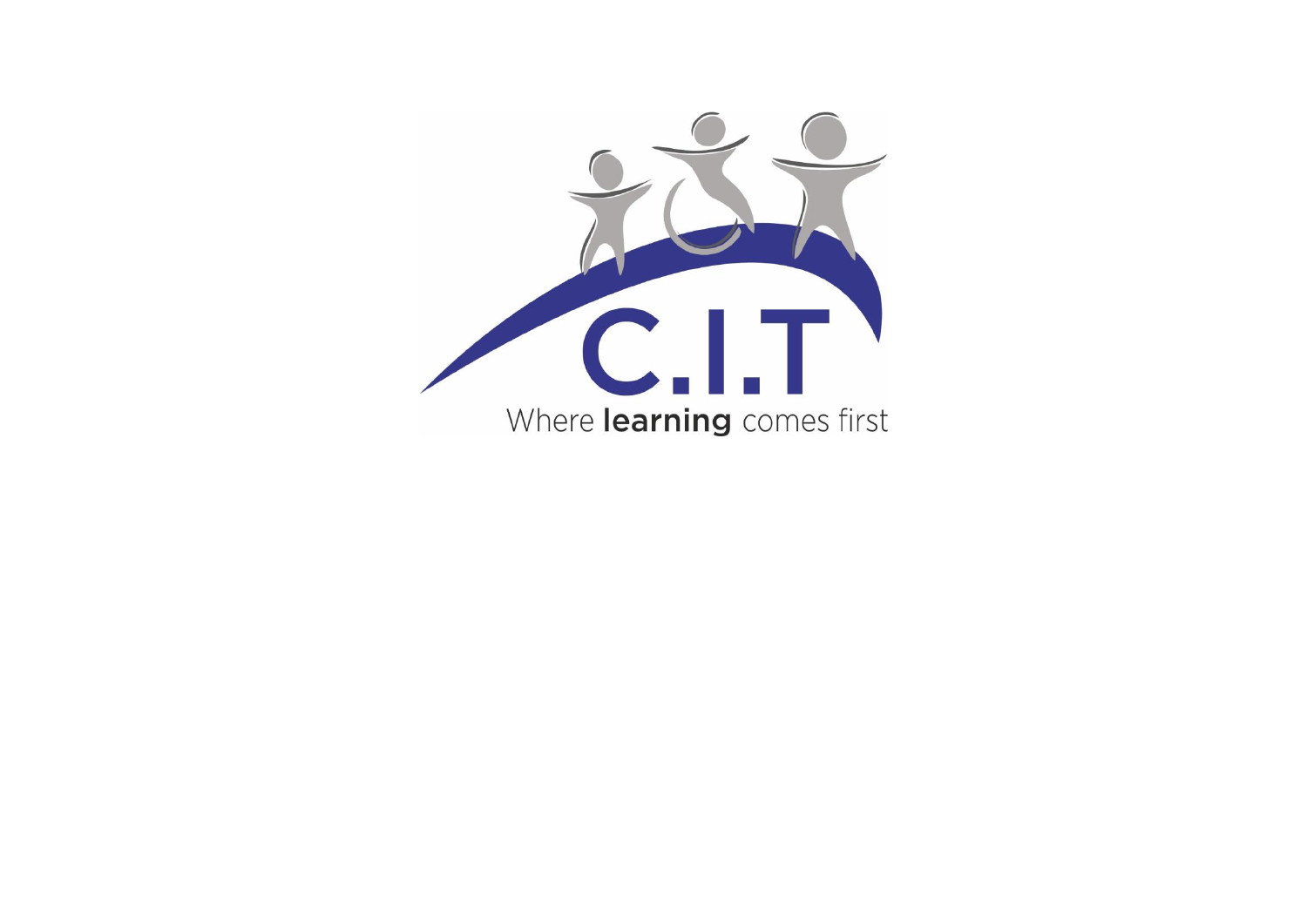C.I.T

Where **learning** comes first